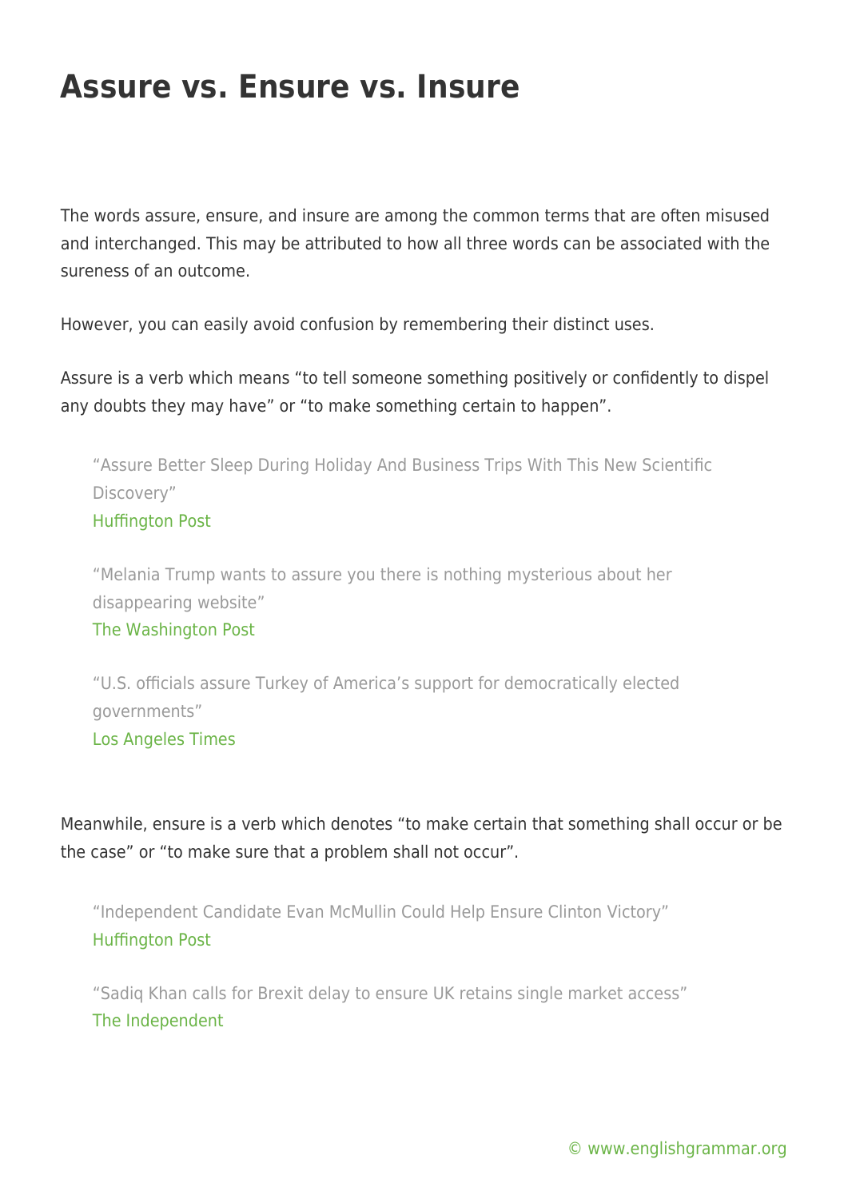# Assure vs. Ensure vs. Insure

The words assure, ensure, and insure are among the common terms that are often misused and interchanged. This may be attributed to how all three words can be associated with the sureness of an outcome.

However, you can easily avoid confusion by remembering their distinct uses.

Assure is a verb which means "to tell someone something positively or confidently to dispel any doubts they may have" or "to make something certain to happen".

> "Assure Better Sleep During Holiday And Business Trips With This New Scientific Discovery"
> Huffington Post

> "Melania Trump wants to assure you there is nothing mysterious about her disappearing website"
> The Washington Post

> "U.S. officials assure Turkey of America's support for democratically elected governments"
> Los Angeles Times

Meanwhile, ensure is a verb which denotes "to make certain that something shall occur or be the case" or "to make sure that a problem shall not occur".

> "Independent Candidate Evan McMullin Could Help Ensure Clinton Victory"
> Huffington Post

> "Sadiq Khan calls for Brexit delay to ensure UK retains single market access"
> The Independent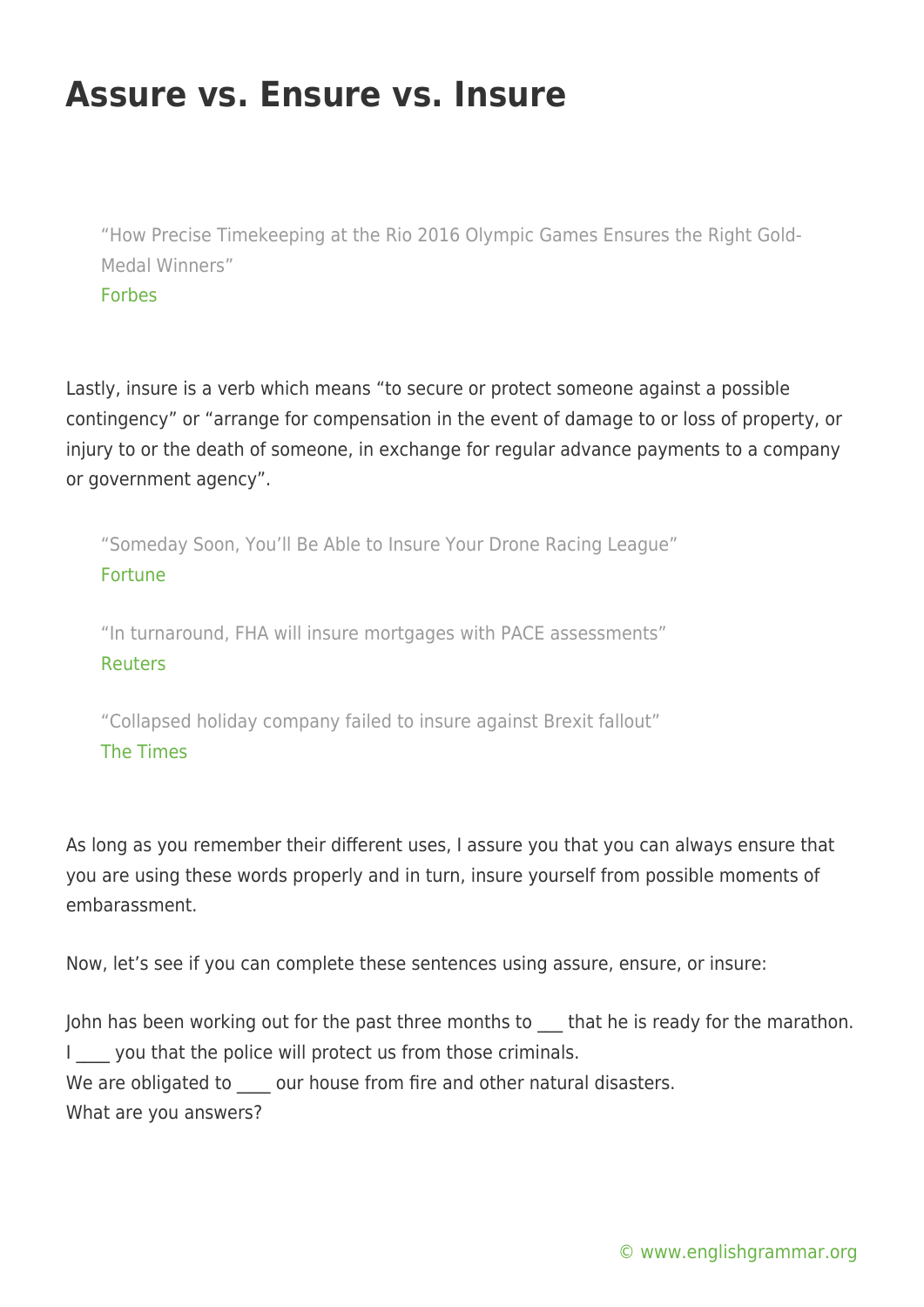# Assure vs. Ensure vs. Insure

> "How Precise Timekeeping at the Rio 2016 Olympic Games Ensures the Right Gold-Medal Winners"
> Forbes

Lastly, insure is a verb which means "to secure or protect someone against a possible contingency" or "arrange for compensation in the event of damage to or loss of property, or injury to or the death of someone, in exchange for regular advance payments to a company or government agency".

> "Someday Soon, You'll Be Able to Insure Your Drone Racing League"
> Fortune

> "In turnaround, FHA will insure mortgages with PACE assessments"
> Reuters

> "Collapsed holiday company failed to insure against Brexit fallout"
> The Times

As long as you remember their different uses, I assure you that you can always ensure that you are using these words properly and in turn, insure yourself from possible moments of embarassment.

Now, let's see if you can complete these sentences using assure, ensure, or insure:

John has been working out for the past three months to ___ that he is ready for the marathon.
I ____ you that the police will protect us from those criminals.
We are obligated to ____ our house from fire and other natural disasters.
What are you answers?